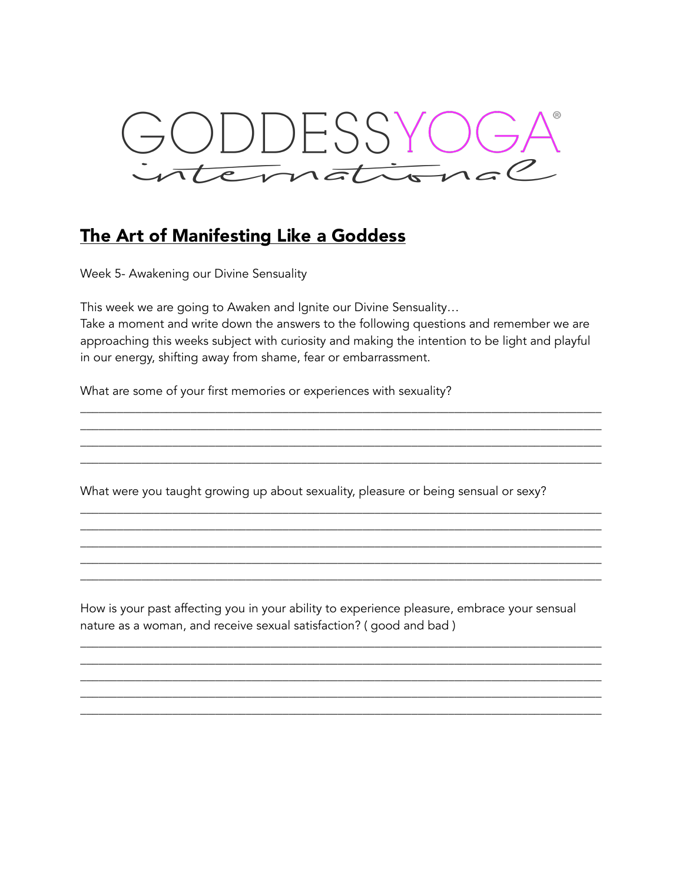# GODDESSYOGA® international

## The Art of Manifesting Like a Goddess

Week 5- Awakening our Divine Sensuality

This week we are going to Awaken and Ignite our Divine Sensuality…
Take a moment and write down the answers to the following questions and remember we are approaching this weeks subject with curiosity and making the intention to be light and playful in our energy, shifting away from shame, fear or embarrassment.

What are some of your first memories or experiences with sexuality?

______________________________________________________________________________
______________________________________________________________________________
______________________________________________________________________________
______________________________________________________________________________

What were you taught growing up about sexuality, pleasure or being sensual or sexy?

______________________________________________________________________________
______________________________________________________________________________
______________________________________________________________________________
______________________________________________________________________________
______________________________________________________________________________

How is your past affecting you in your ability to experience pleasure, embrace your sensual nature as a woman, and receive sexual satisfaction? ( good and bad )

______________________________________________________________________________
______________________________________________________________________________
______________________________________________________________________________
______________________________________________________________________________
______________________________________________________________________________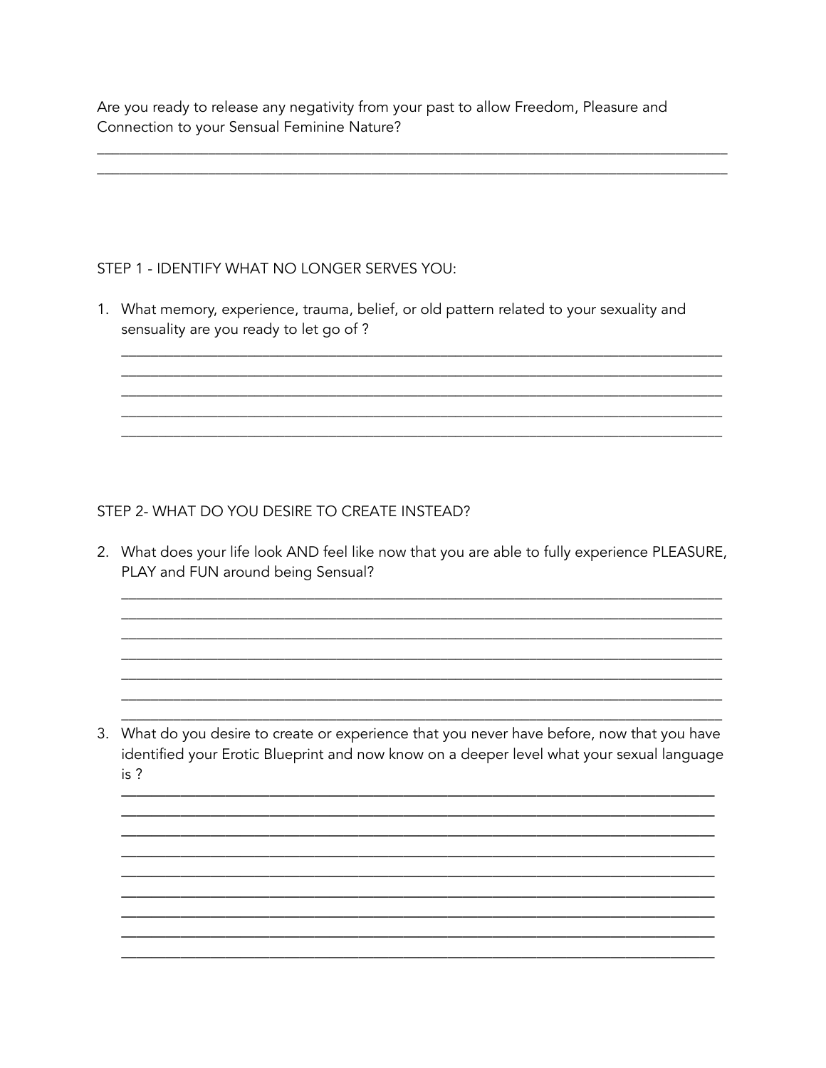Are you ready to release any negativity from your past to allow Freedom, Pleasure and Connection to your Sensual Feminine Nature?

______________________________________________________________________________
______________________________________________________________________________

STEP 1 - IDENTIFY WHAT NO LONGER SERVES YOU:

1. What memory, experience, trauma, belief, or old pattern related to your sexuality and sensuality are you ready to let go of ?

   ___________________________________________________________________________
   ___________________________________________________________________________
   ___________________________________________________________________________
   ___________________________________________________________________________
   ___________________________________________________________________________

STEP 2- WHAT DO YOU DESIRE TO CREATE INSTEAD?

2. What does your life look AND feel like now that you are able to fully experience PLEASURE, PLAY and FUN around being Sensual?

   ___________________________________________________________________________
   ___________________________________________________________________________
   ___________________________________________________________________________
   ___________________________________________________________________________
   ___________________________________________________________________________
   ___________________________________________________________________________
   ___________________________________________________________________________

3. What do you desire to create or experience that you never have before, now that you have identified your Erotic Blueprint and now know on a deeper level what your sexual language is ?

   ___________________________________________________________________________
   ___________________________________________________________________________
   ___________________________________________________________________________
   ___________________________________________________________________________
   ___________________________________________________________________________
   ___________________________________________________________________________
   ___________________________________________________________________________
   ___________________________________________________________________________
   ___________________________________________________________________________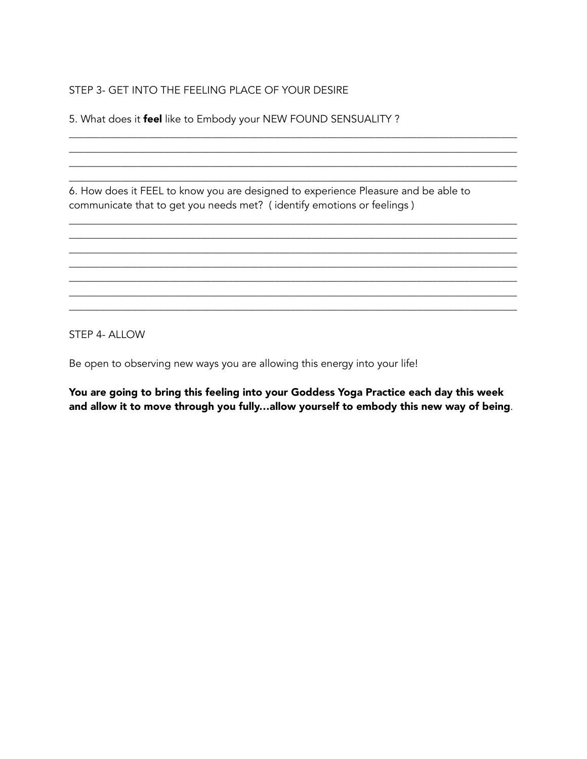STEP 3- GET INTO THE FEELING PLACE OF YOUR DESIRE

5. What does it **feel** like to Embody your NEW FOUND SENSUALITY ?

______________________________________________________________________________
______________________________________________________________________________
______________________________________________________________________________
______________________________________________________________________________

6. How does it FEEL to know you are designed to experience Pleasure and be able to communicate that to get you needs met? ( identify emotions or feelings )

______________________________________________________________________________
______________________________________________________________________________
______________________________________________________________________________
______________________________________________________________________________
______________________________________________________________________________
______________________________________________________________________________
______________________________________________________________________________

STEP 4- ALLOW

Be open to observing new ways you are allowing this energy into your life!

**You are going to bring this feeling into your Goddess Yoga Practice each day this week and allow it to move through you fully…allow yourself to embody this new way of being**.